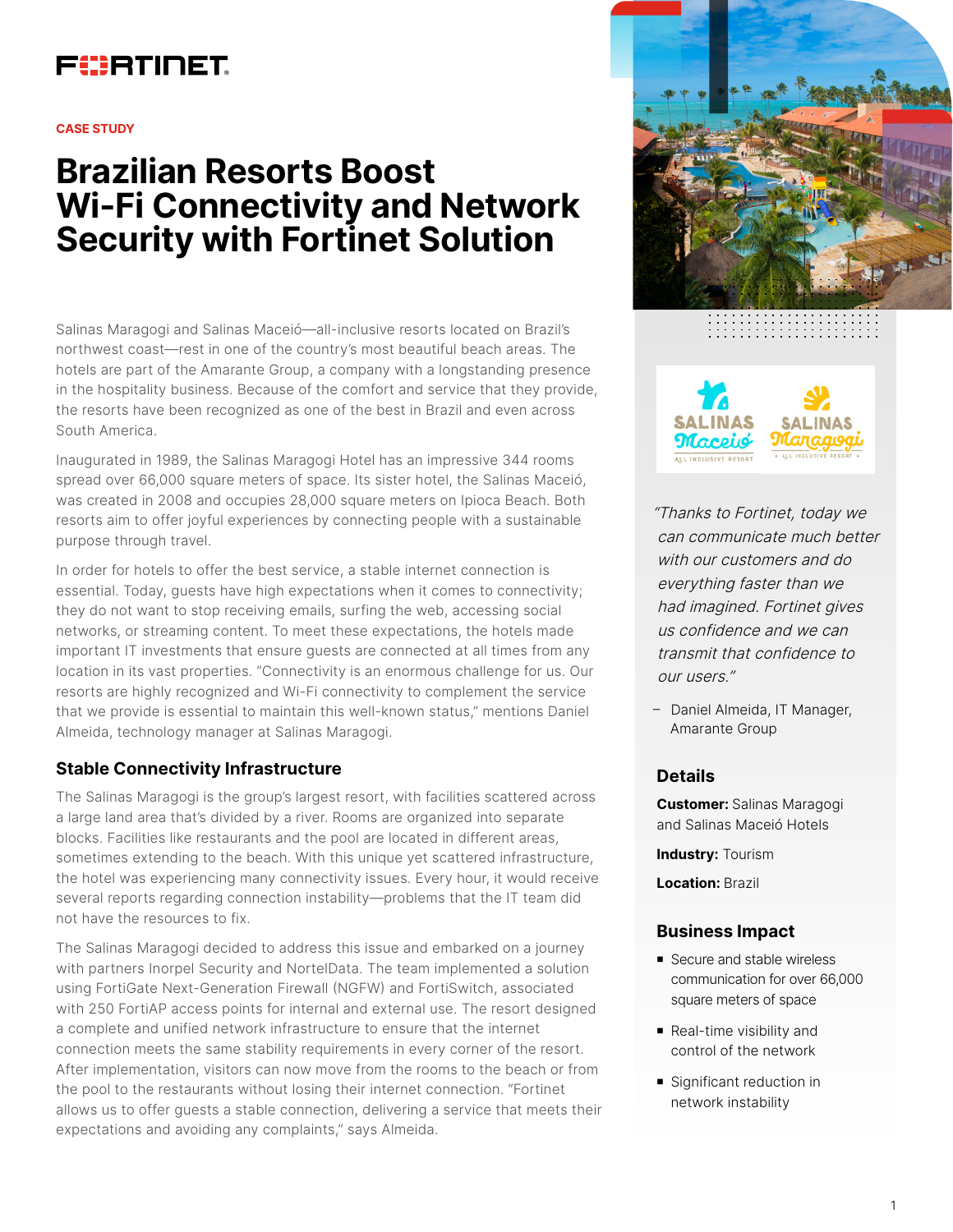CASE STUDY

# Brazilian Resorts Boost Wi-Fi Connectivity and Network Security with Fortinet Solution

Salinas Maragogi and Salinas Maceió—all-inclusive resorts located on Brazil's northwest coast—rest in one of the country's most beautiful beach areas. The hotels are part of the Amarante Group, a company with a longstanding presence in the hospitality business. Because of the comfort and service that they provide, the resorts have been recognized as one of the best in Brazil and even across South America.

Inaugurated in 1989, the Salinas Maragogi Hotel has an impressive 344 rooms spread over 66,000 square meters of space. Its sister hotel, the Salinas Maceió, was created in 2008 and occupies 28,000 square meters on Ipioca Beach. Both resorts aim to offer joyful experiences by connecting people with a sustainable purpose through travel.

In order for hotels to offer the best service, a stable internet connection is essential. Today, guests have high expectations when it comes to connectivity; they do not want to stop receiving emails, surfing the web, accessing social networks, or streaming content. To meet these expectations, the hotels made important IT investments that ensure guests are connected at all times from any location in its vast properties. "Connectivity is an enormous challenge for us. Our resorts are highly recognized and Wi-Fi connectivity to complement the service that we provide is essential to maintain this well-known status," mentions Daniel Almeida, technology manager at Salinas Maragogi.

## Stable Connectivity Infrastructure

The Salinas Maragogi is the group's largest resort, with facilities scattered across a large land area that's divided by a river. Rooms are organized into separate blocks. Facilities like restaurants and the pool are located in different areas, sometimes extending to the beach. With this unique yet scattered infrastructure, the hotel was experiencing many connectivity issues. Every hour, it would receive several reports regarding connection instability—problems that the IT team did not have the resources to fix.

The Salinas Maragogi decided to address this issue and embarked on a journey with partners Inorpel Security and NortelData. The team implemented a solution using FortiGate Next-Generation Firewall (NGFW) and FortiSwitch, associated with 250 FortiAP access points for internal and external use. The resort designed a complete and unified network infrastructure to ensure that the internet connection meets the same stability requirements in every corner of the resort. After implementation, visitors can now move from the rooms to the beach or from the pool to the restaurants without losing their internet connection. "Fortinet allows us to offer guests a stable connection, delivering a service that meets their expectations and avoiding any complaints," says Almeida.

*"Thanks to Fortinet, today we can communicate much better with our customers and do everything faster than we had imagined. Fortinet gives us confidence and we can transmit that confidence to our users."*

– Daniel Almeida, IT Manager, Amarante Group

## Details

**Customer:** Salinas Maragogi and Salinas Maceió Hotels

**Industry:** Tourism

**Location:** Brazil

## Business Impact

- Secure and stable wireless communication for over 66,000 square meters of space
- Real-time visibility and control of the network
- Significant reduction in network instability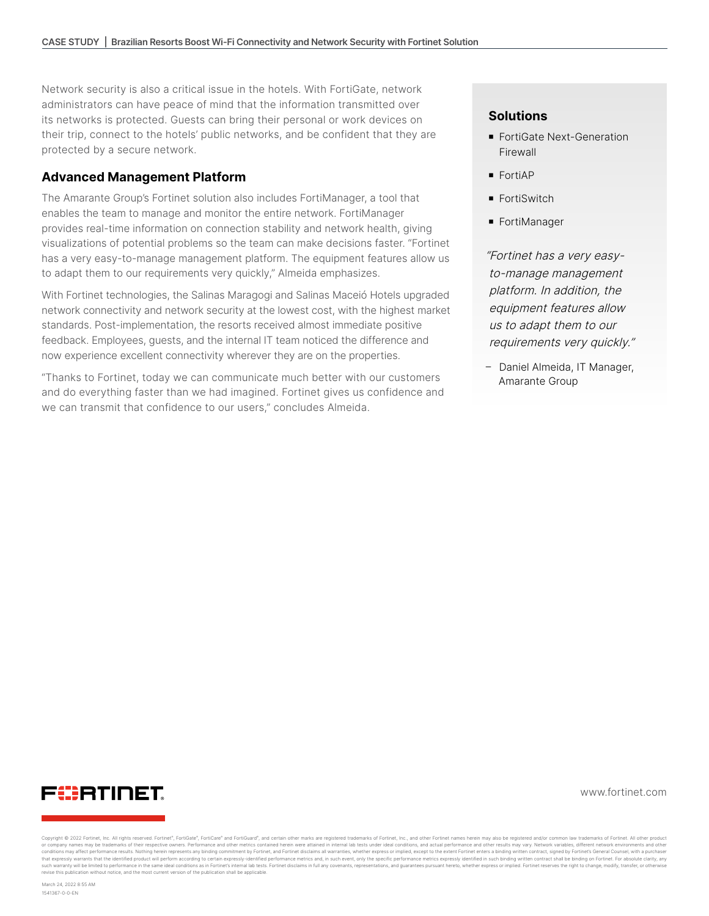Network security is also a critical issue in the hotels. With FortiGate, network administrators can have peace of mind that the information transmitted over its networks is protected. Guests can bring their personal or work devices on their trip, connect to the hotels' public networks, and be confident that they are protected by a secure network.

## Advanced Management Platform

The Amarante Group's Fortinet solution also includes FortiManager, a tool that enables the team to manage and monitor the entire network. FortiManager provides real-time information on connection stability and network health, giving visualizations of potential problems so the team can make decisions faster. "Fortinet has a very easy-to-manage management platform. The equipment features allow us to adapt them to our requirements very quickly," Almeida emphasizes.

With Fortinet technologies, the Salinas Maragogi and Salinas Maceió Hotels upgraded network connectivity and network security at the lowest cost, with the highest market standards. Post-implementation, the resorts received almost immediate positive feedback. Employees, guests, and the internal IT team noticed the difference and now experience excellent connectivity wherever they are on the properties.

"Thanks to Fortinet, today we can communicate much better with our customers and do everything faster than we had imagined. Fortinet gives us confidence and we can transmit that confidence to our users," concludes Almeida.

### Solutions

- FortiGate Next-Generation Firewall
- FortiAP
- FortiSwitch
- FortiManager

*"Fortinet has a very easy-to-manage management platform. In addition, the equipment features allow us to adapt them to our requirements very quickly."*

– Daniel Almeida, IT Manager, Amarante Group

www.fortinet.com

Copyright © 2022 Fortinet, Inc. All rights reserved. Fortinet®, FortiGate®, FortiCare® and FortiGuard®, and certain other marks are registered trademarks of Fortinet, Inc., and other Fortinet names herein may also be registered and/or common law trademarks of Fortinet. All other product or company names may be trademarks of their respective owners. Performance and other metrics contained herein were attained in internal lab tests under ideal conditions, and actual performance and other results may vary. Network variables, different network environments and other conditions may affect performance results. Nothing herein represents any binding commitment by Fortinet, and Fortinet disclaims all warranties, whether express or implied, except to the extent Fortinet enters a binding written contract, signed by Fortinet's General Counsel, with a purchaser that expressly warrants that the identified product will perform according to certain expressly-identified performance metrics and, in such event, only the specific performance metrics expressly identified in such binding written contract shall be binding on Fortinet. For absolute clarity, any such warranty will be limited to performance in the same ideal conditions as in Fortinet's internal lab tests. Fortinet disclaims in full any covenants, representations, and guarantees pursuant hereto, whether express or implied. Fortinet reserves the right to change, modify, transfer, or otherwise revise this publication without notice, and the most current version of the publication shall be applicable.

March 24, 2022 8:55 AM
1541367-0-0-EN